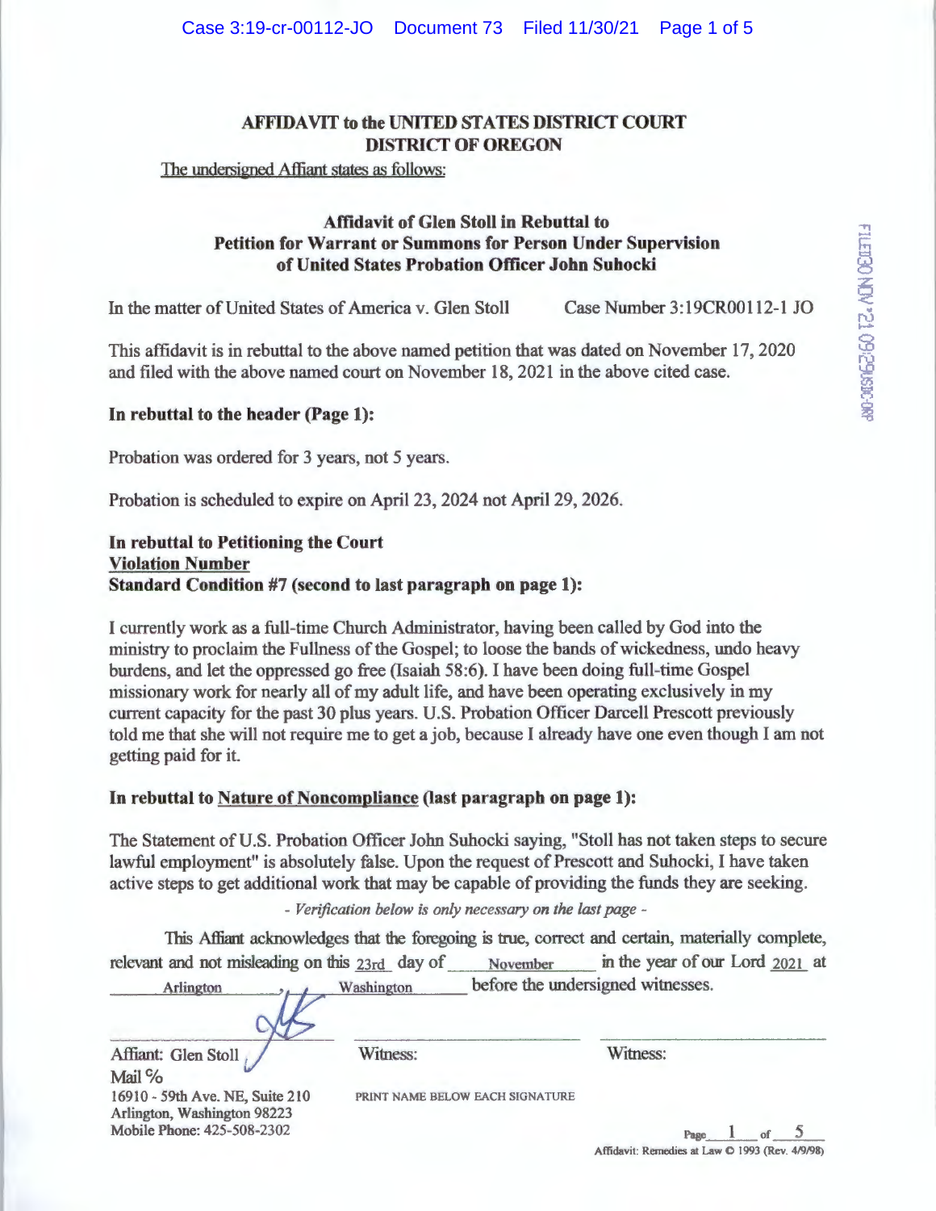**AFFIDAVIT to the UNITED STATES DISTRICT COURT**
**DISTRICT OF OREGON**

The undersigned Affiant states as follows:

**Affidavit of Glen Stoll in Rebuttal to**
**Petition for Warrant or Summons for Person Under Supervision**
**of United States Probation Officer John Suhocki**

In the matter of United States of America v. Glen Stoll    Case Number 3:19CR00112-1 JO

This affidavit is in rebuttal to the above named petition that was dated on November 17, 2020 and filed with the above named court on November 18, 2021 in the above cited case.

**In rebuttal to the header (Page 1):**

Probation was ordered for 3 years, not 5 years.

Probation is scheduled to expire on April 23, 2024 not April 29, 2026.

**In rebuttal to Petitioning the Court**
**Violation Number**
**Standard Condition #7 (second to last paragraph on page 1):**

I currently work as a full-time Church Administrator, having been called by God into the ministry to proclaim the Fullness of the Gospel; to loose the bands of wickedness, undo heavy burdens, and let the oppressed go free (Isaiah 58:6). I have been doing full-time Gospel missionary work for nearly all of my adult life, and have been operating exclusively in my current capacity for the past 30 plus years. U.S. Probation Officer Darcell Prescott previously told me that she will not require me to get a job, because I already have one even though I am not getting paid for it.

**In rebuttal to Nature of Noncompliance (last paragraph on page 1):**

The Statement of U.S. Probation Officer John Suhocki saying, "Stoll has not taken steps to secure lawful employment" is absolutely false. Upon the request of Prescott and Suhocki, I have taken active steps to get additional work that may be capable of providing the funds they are seeking.

*- Verification below is only necessary on the last page -*

This Affiant acknowledges that the foregoing is true, correct and certain, materially complete, relevant and not misleading on this 23rd day of November in the year of our Lord 2021 at Arlington, Washington before the undersigned witnesses.

Affiant: Glen Stoll
Mail %
16910 - 59th Ave. NE, Suite 210
Arlington, Washington 98223
Mobile Phone: 425-508-2302

Witness:

Witness:

PRINT NAME BELOW EACH SIGNATURE

Affidavit: Remedies at Law © 1993 (Rev. 4/9/98)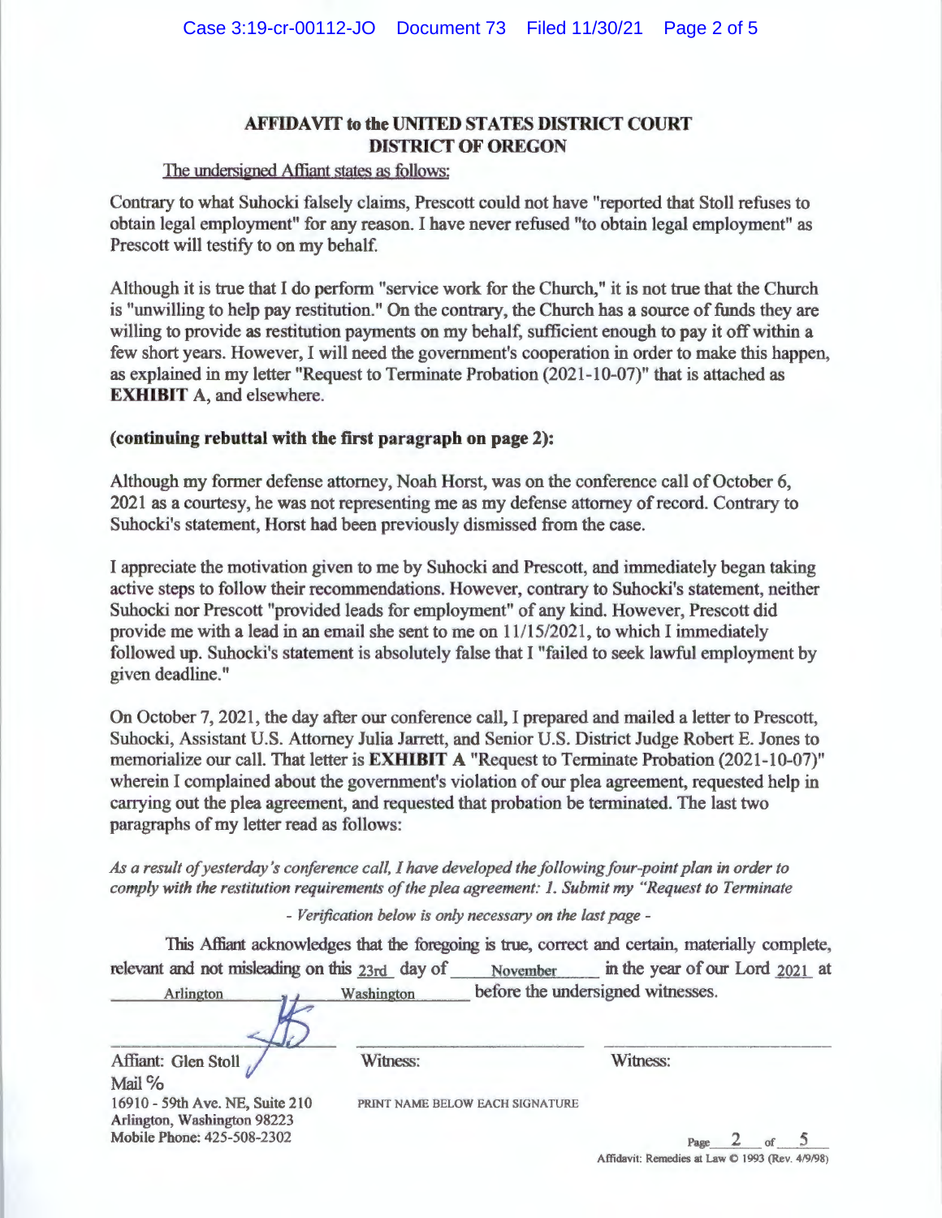**AFFIDAVIT to the UNITED STATES DISTRICT COURT**
**DISTRICT OF OREGON**

The undersigned Affiant states as follows:

Contrary to what Suhocki falsely claims, Prescott could not have "reported that Stoll refuses to obtain legal employment" for any reason. I have never refused "to obtain legal employment" as Prescott will testify to on my behalf.

Although it is true that I do perform "service work for the Church," it is not true that the Church is "unwilling to help pay restitution." On the contrary, the Church has a source of funds they are willing to provide as restitution payments on my behalf, sufficient enough to pay it off within a few short years. However, I will need the government's cooperation in order to make this happen, as explained in my letter "Request to Terminate Probation (2021-10-07)" that is attached as **EXHIBIT** A, and elsewhere.

**(continuing rebuttal with the first paragraph on page 2):**

Although my former defense attorney, Noah Horst, was on the conference call of October 6, 2021 as a courtesy, he was not representing me as my defense attorney of record. Contrary to Suhocki's statement, Horst had been previously dismissed from the case.

I appreciate the motivation given to me by Suhocki and Prescott, and immediately began taking active steps to follow their recommendations. However, contrary to Suhocki's statement, neither Suhocki nor Prescott "provided leads for employment" of any kind. However, Prescott did provide me with a lead in an email she sent to me on 11/15/2021, to which I immediately followed up. Suhocki's statement is absolutely false that I "failed to seek lawful employment by given deadline."

On October 7, 2021, the day after our conference call, I prepared and mailed a letter to Prescott, Suhocki, Assistant U.S. Attorney Julia Jarrett, and Senior U.S. District Judge Robert E. Jones to memorialize our call. That letter is **EXHIBIT A** "Request to Terminate Probation (2021-10-07)" wherein I complained about the government's violation of our plea agreement, requested help in carrying out the plea agreement, and requested that probation be terminated. The last two paragraphs of my letter read as follows:

*As a result of yesterday's conference call, I have developed the following four-point plan in order to comply with the restitution requirements of the plea agreement: 1. Submit my "Request to Terminate*

*- Verification below is only necessary on the last page -*

This Affiant acknowledges that the foregoing is true, correct and certain, materially complete, relevant and not misleading on this 23rd day of November in the year of our Lord 2021 at Arlington, Washington before the undersigned witnesses.

| Affiant: Glen Stoll | Witness: | Witness: |
|---|---|---|
| Mail % 16910 - 59th Ave. NE, Suite 210 Arlington, Washington 98223 Mobile Phone: 425-508-2302 | PRINT NAME BELOW EACH SIGNATURE | |

Affidavit: Remedies at Law © 1993 (Rev. 4/9/98)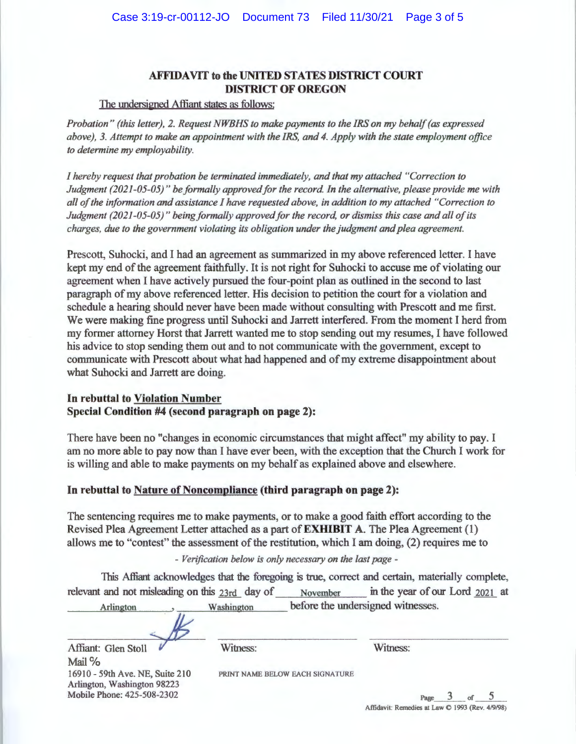## AFFIDAVIT to the UNITED STATES DISTRICT COURT DISTRICT OF OREGON

The undersigned Affiant states as follows:

*Probation" (this letter), 2. Request NWBHS to make payments to the IRS on my behalf (as expressed above), 3. Attempt to make an appointment with the IRS, and 4. Apply with the state employment office to determine my employability.*

*I hereby request that probation be terminated immediately, and that my attached "Correction to Judgment (2021-05-05)" be formally approved for the record. In the alternative, please provide me with all of the information and assistance I have requested above, in addition to my attached "Correction to Judgment (2021-05-05)" being formally approved for the record, or dismiss this case and all of its charges, due to the government violating its obligation under the judgment and plea agreement.*

Prescott, Suhocki, and I had an agreement as summarized in my above referenced letter. I have kept my end of the agreement faithfully. It is not right for Suhocki to accuse me of violating our agreement when I have actively pursued the four-point plan as outlined in the second to last paragraph of my above referenced letter. His decision to petition the court for a violation and schedule a hearing should never have been made without consulting with Prescott and me first. We were making fine progress until Suhocki and Jarrett interfered. From the moment I herd from my former attorney Horst that Jarrett wanted me to stop sending out my resumes, I have followed his advice to stop sending them out and to not communicate with the government, except to communicate with Prescott about what had happened and of my extreme disappointment about what Suhocki and Jarrett are doing.

**In rebuttal to Violation Number**
**Special Condition #4 (second paragraph on page 2):**

There have been no "changes in economic circumstances that might affect" my ability to pay. I am no more able to pay now than I have ever been, with the exception that the Church I work for is willing and able to make payments on my behalf as explained above and elsewhere.

**In rebuttal to Nature of Noncompliance (third paragraph on page 2):**

The sentencing requires me to make payments, or to make a good faith effort according to the Revised Plea Agreement Letter attached as a part of **EXHIBIT A**. The Plea Agreement (1) allows me to "contest" the assessment of the restitution, which I am doing, (2) requires me to

*- Verification below is only necessary on the last page -*

This Affiant acknowledges that the foregoing is true, correct and certain, materially complete, relevant and not misleading on this 23rd day of November in the year of our Lord 2021 at Arlington, Washington before the undersigned witnesses.

| Affiant: Glen Stoll | Witness: | Witness: |
|---|---|---|

Mail %
16910 - 59th Ave. NE, Suite 210
Arlington, Washington 98223
Mobile Phone: 425-508-2302

PRINT NAME BELOW EACH SIGNATURE

Affidavit: Remedies at Law © 1993 (Rev. 4/9/98)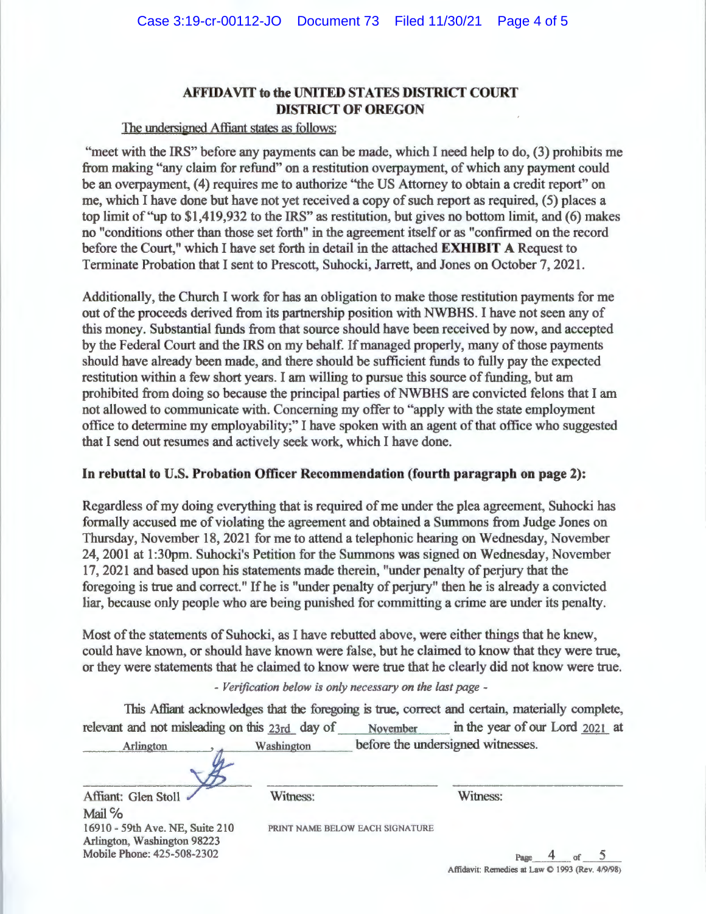**AFFIDAVIT to the UNITED STATES DISTRICT COURT**
**DISTRICT OF OREGON**

The undersigned Affiant states as follows:

"meet with the IRS" before any payments can be made, which I need help to do, (3) prohibits me from making "any claim for refund" on a restitution overpayment, of which any payment could be an overpayment, (4) requires me to authorize "the US Attorney to obtain a credit report" on me, which I have done but have not yet received a copy of such report as required, (5) places a top limit of "up to $1,419,932 to the IRS" as restitution, but gives no bottom limit, and (6) makes no "conditions other than those set forth" in the agreement itself or as "confirmed on the record before the Court," which I have set forth in detail in the attached **EXHIBIT A** Request to Terminate Probation that I sent to Prescott, Suhocki, Jarrett, and Jones on October 7, 2021.

Additionally, the Church I work for has an obligation to make those restitution payments for me out of the proceeds derived from its partnership position with NWBHS. I have not seen any of this money. Substantial funds from that source should have been received by now, and accepted by the Federal Court and the IRS on my behalf. If managed properly, many of those payments should have already been made, and there should be sufficient funds to fully pay the expected restitution within a few short years. I am willing to pursue this source of funding, but am prohibited from doing so because the principal parties of NWBHS are convicted felons that I am not allowed to communicate with. Concerning my offer to "apply with the state employment office to determine my employability;" I have spoken with an agent of that office who suggested that I send out resumes and actively seek work, which I have done.

**In rebuttal to U.S. Probation Officer Recommendation (fourth paragraph on page 2):**

Regardless of my doing everything that is required of me under the plea agreement, Suhocki has formally accused me of violating the agreement and obtained a Summons from Judge Jones on Thursday, November 18, 2021 for me to attend a telephonic hearing on Wednesday, November 24, 2001 at 1:30pm. Suhocki's Petition for the Summons was signed on Wednesday, November 17, 2021 and based upon his statements made therein, "under penalty of perjury that the foregoing is true and correct." If he is "under penalty of perjury" then he is already a convicted liar, because only people who are being punished for committing a crime are under its penalty.

Most of the statements of Suhocki, as I have rebutted above, were either things that he knew, could have known, or should have known were false, but he claimed to know that they were true, or they were statements that he claimed to know were true that he clearly did not know were true.

*- Verification below is only necessary on the last page -*

This Affiant acknowledges that the foregoing is true, correct and certain, materially complete, relevant and not misleading on this 23rd day of November in the year of our Lord 2021 at Arlington, Washington before the undersigned witnesses.

| Affiant: Glen Stoll | Witness: | Witness: |
|---|---|---|

Mail %
16910 - 59th Ave. NE, Suite 210
Arlington, Washington 98223
Mobile Phone: 425-508-2302

PRINT NAME BELOW EACH SIGNATURE

Affidavit: Remedies at Law © 1993 (Rev. 4/9/98)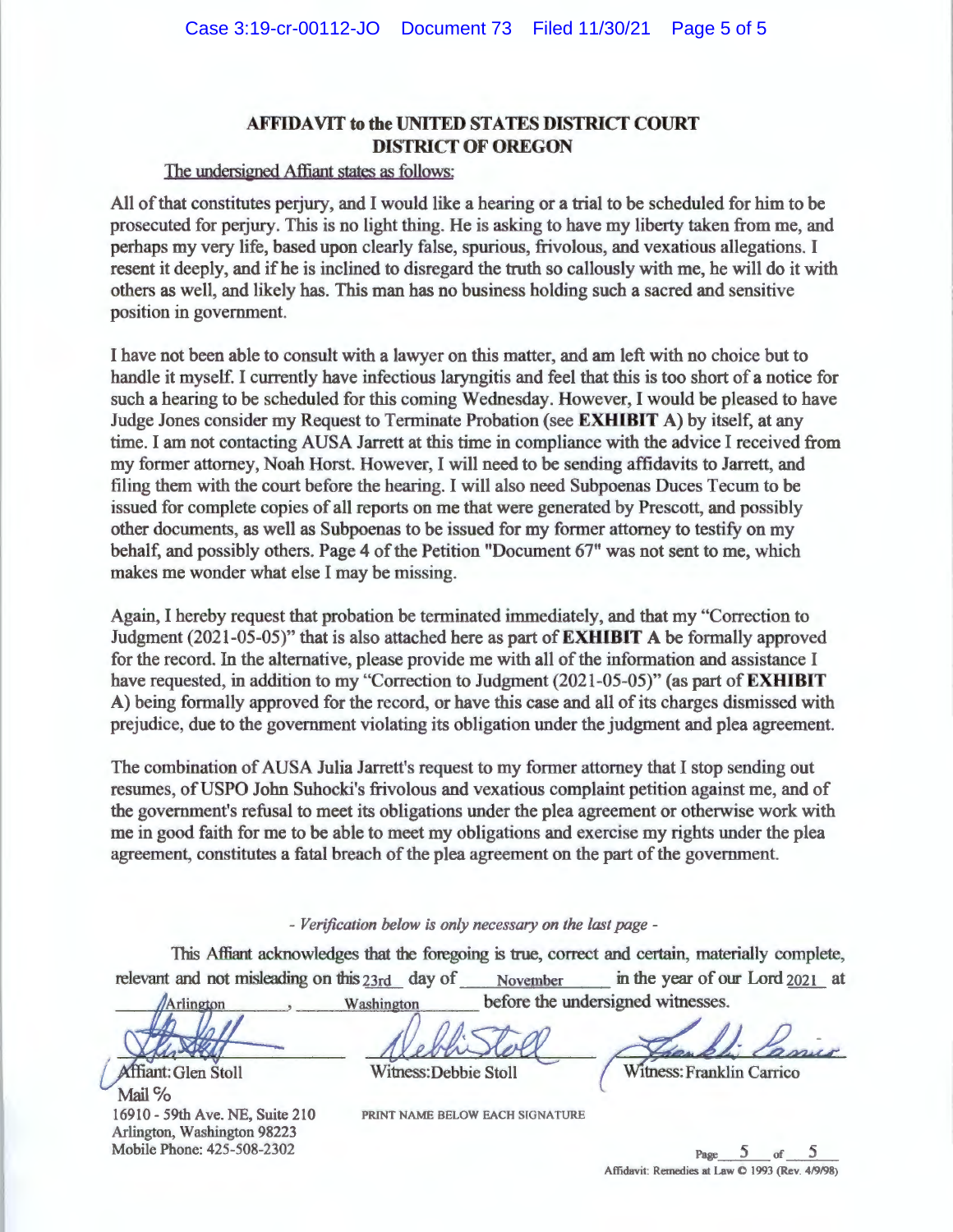## AFFIDAVIT to the UNITED STATES DISTRICT COURT
## DISTRICT OF OREGON

The undersigned Affiant states as follows:

All of that constitutes perjury, and I would like a hearing or a trial to be scheduled for him to be prosecuted for perjury. This is no light thing. He is asking to have my liberty taken from me, and perhaps my very life, based upon clearly false, spurious, frivolous, and vexatious allegations. I resent it deeply, and if he is inclined to disregard the truth so callously with me, he will do it with others as well, and likely has. This man has no business holding such a sacred and sensitive position in government.

I have not been able to consult with a lawyer on this matter, and am left with no choice but to handle it myself. I currently have infectious laryngitis and feel that this is too short of a notice for such a hearing to be scheduled for this coming Wednesday. However, I would be pleased to have Judge Jones consider my Request to Terminate Probation (see **EXHIBIT A**) by itself, at any time. I am not contacting AUSA Jarrett at this time in compliance with the advice I received from my former attorney, Noah Horst. However, I will need to be sending affidavits to Jarrett, and filing them with the court before the hearing. I will also need Subpoenas Duces Tecum to be issued for complete copies of all reports on me that were generated by Prescott, and possibly other documents, as well as Subpoenas to be issued for my former attorney to testify on my behalf, and possibly others. Page 4 of the Petition "Document 67" was not sent to me, which makes me wonder what else I may be missing.

Again, I hereby request that probation be terminated immediately, and that my "Correction to Judgment (2021-05-05)" that is also attached here as part of **EXHIBIT A** be formally approved for the record. In the alternative, please provide me with all of the information and assistance I have requested, in addition to my "Correction to Judgment (2021-05-05)" (as part of **EXHIBIT A**) being formally approved for the record, or have this case and all of its charges dismissed with prejudice, due to the government violating its obligation under the judgment and plea agreement.

The combination of AUSA Julia Jarrett's request to my former attorney that I stop sending out resumes, of USPO John Suhocki's frivolous and vexatious complaint petition against me, and of the government's refusal to meet its obligations under the plea agreement or otherwise work with me in good faith for me to be able to meet my obligations and exercise my rights under the plea agreement, constitutes a fatal breach of the plea agreement on the part of the government.

*- Verification below is only necessary on the last page -*

This Affiant acknowledges that the foregoing is true, correct and certain, materially complete, relevant and not misleading on this 23rd day of November in the year of our Lord 2021 at Arlington, Washington before the undersigned witnesses.

| | | |
|---|---|---|
| Affiant: Glen Stoll | Witness: Debbie Stoll | Witness: Franklin Carrico |

Mail %
16910 - 59th Ave. NE, Suite 210
Arlington, Washington 98223
Mobile Phone: 425-508-2302

PRINT NAME BELOW EACH SIGNATURE

Affidavit: Remedies at Law © 1993 (Rev. 4/9/98)